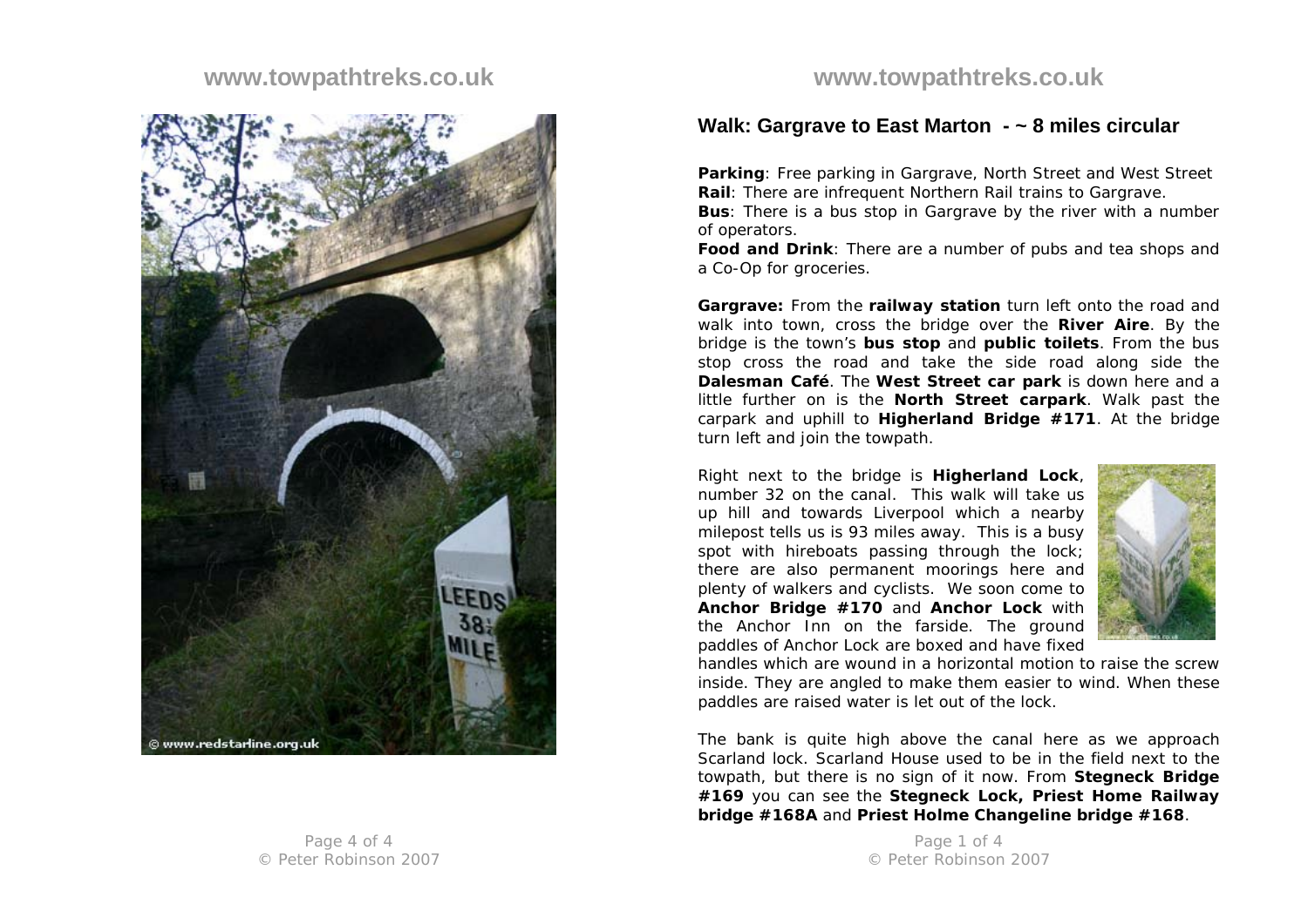## Walk: Gargrave to East Marton - ~ 8 miles circular

**Parking**: Free parking in Gargrave, North Street and West Street
**Rail**: There are infrequent Northern Rail trains to Gargrave.
**Bus**: There is a bus stop in Gargrave by the river with a number of operators.
**Food and Drink**: There are a number of pubs and tea shops and a Co-Op for groceries.

**Gargrave:** From the **railway station** turn left onto the road and walk into town, cross the bridge over the **River Aire**. By the bridge is the town's **bus stop** and **public toilets**. From the bus stop cross the road and take the side road along side the **Dalesman Café**. The **West Street car park** is down here and a little further on is the **North Street carpark**. Walk past the carpark and uphill to **Higherland Bridge #171**. At the bridge turn left and join the towpath.

Right next to the bridge is **Higherland Lock**, number 32 on the canal. This walk will take us up hill and towards Liverpool which a nearby milepost tells us is 93 miles away. This is a busy spot with hireboats passing through the lock; there are also permanent moorings here and plenty of walkers and cyclists. We soon come to **Anchor Bridge #170** and **Anchor Lock** with the Anchor Inn on the farside. The ground paddles of Anchor Lock are boxed and have fixed handles which are wound in a horizontal motion to raise the screw inside. They are angled to make them easier to wind. When these paddles are raised water is let out of the lock.

The bank is quite high above the canal here as we approach Scarland lock. Scarland House used to be in the field next to the towpath, but there is no sign of it now. From **Stegneck Bridge #169** you can see the **Stegneck Lock, Priest Home Railway bridge #168A** and **Priest Holme Changeline bridge #168**.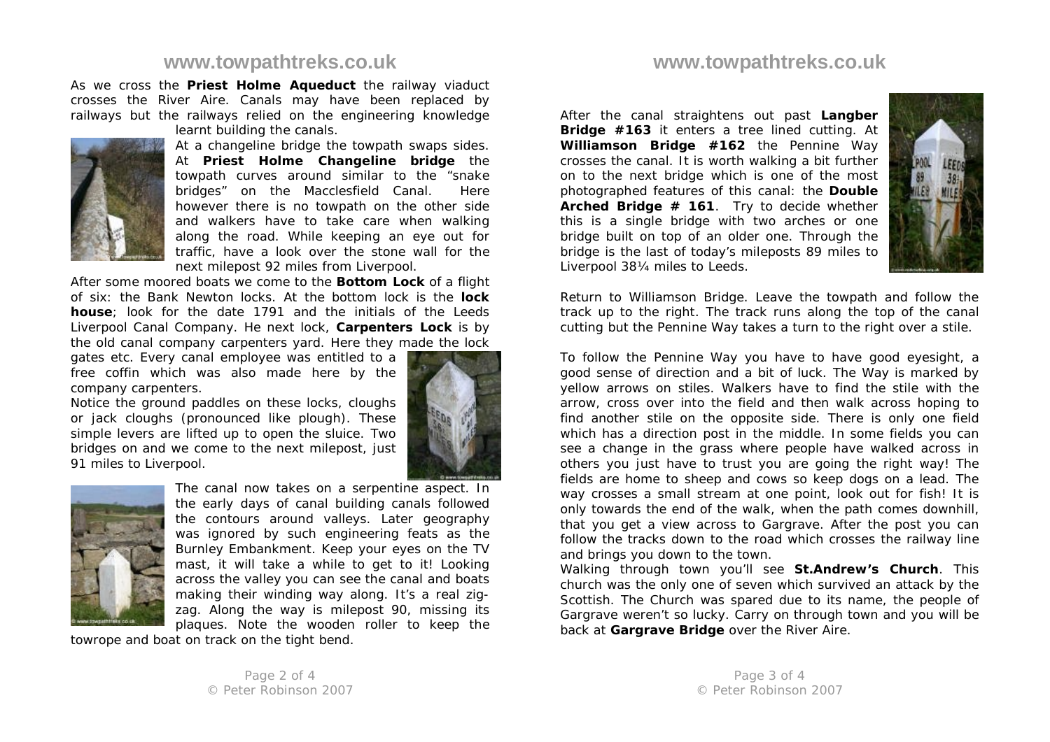As we cross the **Priest Holme Aqueduct** the railway viaduct crosses the River Aire. Canals may have been replaced by railways but the railways relied on the engineering knowledge learnt building the canals.

At a changeline bridge the towpath swaps sides. At **Priest Holme Changeline bridge** the towpath curves around similar to the "snake bridges" on the Macclesfield Canal. Here however there is no towpath on the other side and walkers have to take care when walking along the road. While keeping an eye out for traffic, have a look over the stone wall for the next milepost 92 miles from Liverpool.

After some moored boats we come to the **Bottom Lock** of a flight of six: the Bank Newton locks. At the bottom lock is the **lock house**; look for the date 1791 and the initials of the Leeds Liverpool Canal Company. He next lock, **Carpenters Lock** is by the old canal company carpenters yard. Here they made the lock gates etc. Every canal employee was entitled to a free coffin which was also made here by the company carpenters.

Notice the ground paddles on these locks, cloughs or jack cloughs (pronounced like plough). These simple levers are lifted up to open the sluice. Two bridges on and we come to the next milepost, just 91 miles to Liverpool.

The canal now takes on a serpentine aspect. In the early days of canal building canals followed the contours around valleys. Later geography was ignored by such engineering feats as the Burnley Embankment. Keep your eyes on the TV mast, it will take a while to get to it! Looking across the valley you can see the canal and boats making their winding way along. It's a real zig-zag. Along the way is milepost 90, missing its plaques. Note the wooden roller to keep the towrope and boat on track on the tight bend.

After the canal straightens out past **Langber Bridge #163** it enters a tree lined cutting. At **Williamson Bridge #162** the Pennine Way crosses the canal. It is worth walking a bit further on to the next bridge which is one of the most photographed features of this canal: the **Double Arched Bridge # 161**. Try to decide whether this is a single bridge with two arches or one bridge built on top of an older one. Through the bridge is the last of today's mileposts 89 miles to Liverpool 38¼ miles to Leeds.

Return to Williamson Bridge. Leave the towpath and follow the track up to the right. The track runs along the top of the canal cutting but the Pennine Way takes a turn to the right over a stile.

To follow the Pennine Way you have to have good eyesight, a good sense of direction and a bit of luck. The Way is marked by yellow arrows on stiles. Walkers have to find the stile with the arrow, cross over into the field and then walk across hoping to find another stile on the opposite side. There is only one field which has a direction post in the middle. In some fields you can see a change in the grass where people have walked across in others you just have to trust you are going the right way! The fields are home to sheep and cows so keep dogs on a lead. The way crosses a small stream at one point, look out for fish! It is only towards the end of the walk, when the path comes downhill, that you get a view across to Gargrave. After the post you can follow the tracks down to the road which crosses the railway line and brings you down to the town.

Walking through town you'll see **St.Andrew's Church**. This church was the only one of seven which survived an attack by the Scottish. The Church was spared due to its name, the people of Gargrave weren't so lucky. Carry on through town and you will be back at **Gargrave Bridge** over the River Aire.

© Peter Robinson 2007